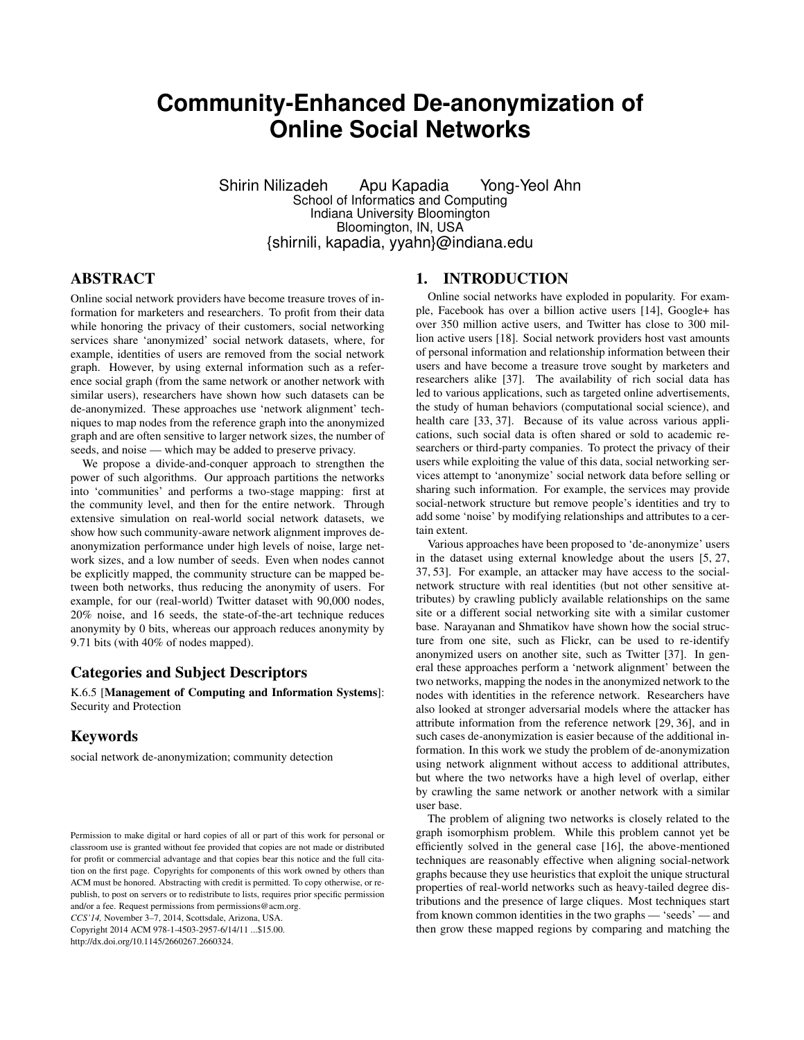# Community-Enhanced De-anonymization of Online Social Networks

Shirin Nilizadeh  Apu Kapadia  Yong-Yeol Ahn
School of Informatics and Computing
Indiana University Bloomington
Bloomington, IN, USA
{shirnili, kapadia, yyahn}@indiana.edu

## ABSTRACT

Online social network providers have become treasure troves of information for marketers and researchers. To profit from their data while honoring the privacy of their customers, social networking services share 'anonymized' social network datasets, where, for example, identities of users are removed from the social network graph. However, by using external information such as a reference social graph (from the same network or another network with similar users), researchers have shown how such datasets can be de-anonymized. These approaches use 'network alignment' techniques to map nodes from the reference graph into the anonymized graph and are often sensitive to larger network sizes, the number of seeds, and noise — which may be added to preserve privacy.

We propose a divide-and-conquer approach to strengthen the power of such algorithms. Our approach partitions the networks into 'communities' and performs a two-stage mapping: first at the community level, and then for the entire network. Through extensive simulation on real-world social network datasets, we show how such community-aware network alignment improves de-anonymization performance under high levels of noise, large network sizes, and a low number of seeds. Even when nodes cannot be explicitly mapped, the community structure can be mapped between both networks, thus reducing the anonymity of users. For example, for our (real-world) Twitter dataset with 90,000 nodes, 20% noise, and 16 seeds, the state-of-the-art technique reduces anonymity by 0 bits, whereas our approach reduces anonymity by 9.71 bits (with 40% of nodes mapped).

### Categories and Subject Descriptors

K.6.5 [**Management of Computing and Information Systems**]: Security and Protection

### Keywords

social network de-anonymization; community detection

Permission to make digital or hard copies of all or part of this work for personal or classroom use is granted without fee provided that copies are not made or distributed for profit or commercial advantage and that copies bear this notice and the full citation on the first page. Copyrights for components of this work owned by others than ACM must be honored. Abstracting with credit is permitted. To copy otherwise, or republish, to post on servers or to redistribute to lists, requires prior specific permission and/or a fee. Request permissions from permissions@acm.org.
*CCS'14,* November 3–7, 2014, Scottsdale, Arizona, USA.
Copyright 2014 ACM 978-1-4503-2957-6/14/11 ...$15.00.
http://dx.doi.org/10.1145/2660267.2660324.

## 1. INTRODUCTION

Online social networks have exploded in popularity. For example, Facebook has over a billion active users [14], Google+ has over 350 million active users, and Twitter has close to 300 million active users [18]. Social network providers host vast amounts of personal information and relationship information between their users and have become a treasure trove sought by marketers and researchers alike [37]. The availability of rich social data has led to various applications, such as targeted online advertisements, the study of human behaviors (computational social science), and health care [33, 37]. Because of its value across various applications, such social data is often shared or sold to academic researchers or third-party companies. To protect the privacy of their users while exploiting the value of this data, social networking services attempt to 'anonymize' social network data before selling or sharing such information. For example, the services may provide social-network structure but remove people's identities and try to add some 'noise' by modifying relationships and attributes to a certain extent.

Various approaches have been proposed to 'de-anonymize' users in the dataset using external knowledge about the users [5, 27, 37, 53]. For example, an attacker may have access to the social-network structure with real identities (but not other sensitive attributes) by crawling publicly available relationships on the same site or a different social networking site with a similar customer base. Narayanan and Shmatikov have shown how the social structure from one site, such as Flickr, can be used to re-identify anonymized users on another site, such as Twitter [37]. In general these approaches perform a 'network alignment' between the two networks, mapping the nodes in the anonymized network to the nodes with identities in the reference network. Researchers have also looked at stronger adversarial models where the attacker has attribute information from the reference network [29, 36], and in such cases de-anonymization is easier because of the additional information. In this work we study the problem of de-anonymization using network alignment without access to additional attributes, but where the two networks have a high level of overlap, either by crawling the same network or another network with a similar user base.

The problem of aligning two networks is closely related to the graph isomorphism problem. While this problem cannot yet be efficiently solved in the general case [16], the above-mentioned techniques are reasonably effective when aligning social-network graphs because they use heuristics that exploit the unique structural properties of real-world networks such as heavy-tailed degree distributions and the presence of large cliques. Most techniques start from known common identities in the two graphs — 'seeds' — and then grow these mapped regions by comparing and matching the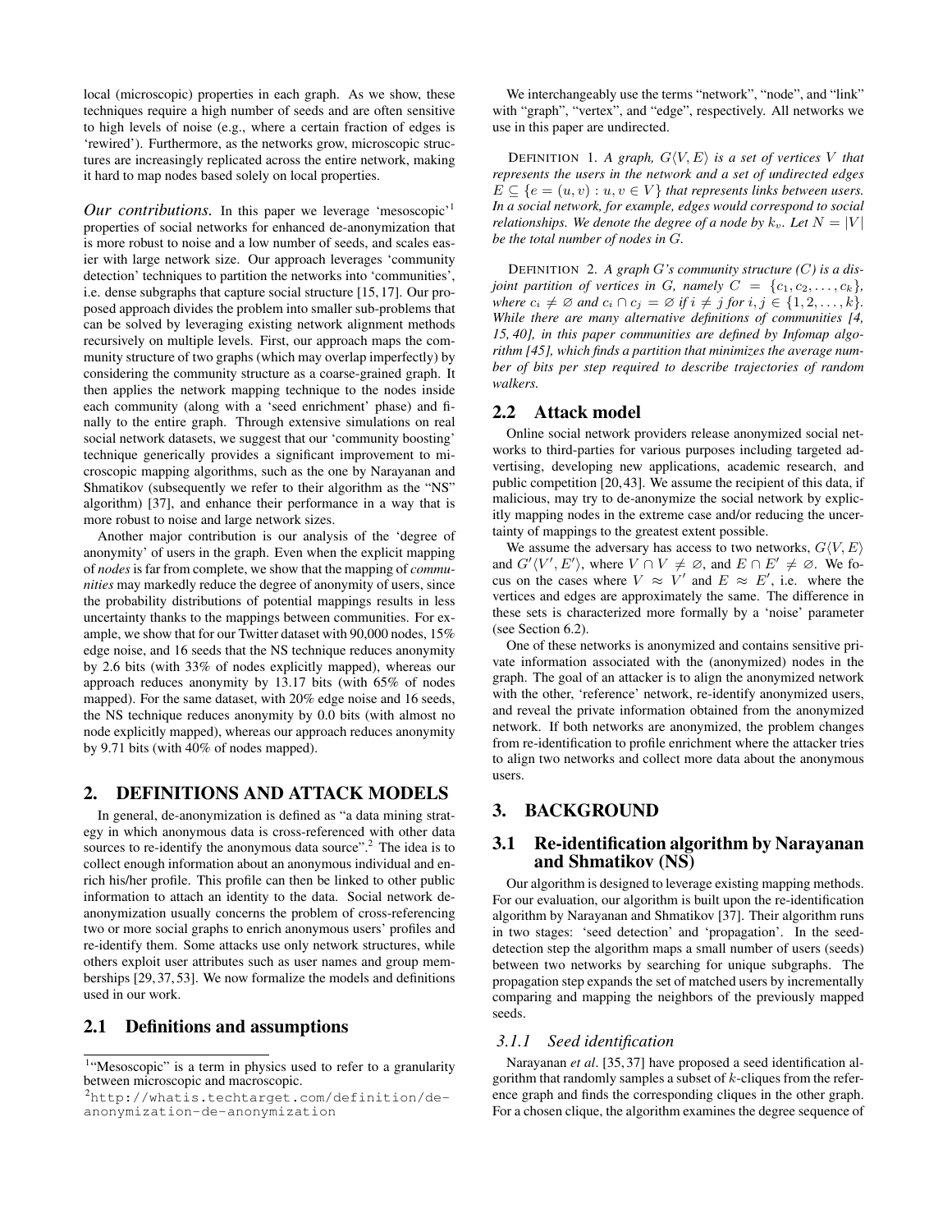local (microscopic) properties in each graph. As we show, these techniques require a high number of seeds and are often sensitive to high levels of noise (e.g., where a certain fraction of edges is 'rewired'). Furthermore, as the networks grow, microscopic structures are increasingly replicated across the entire network, making it hard to map nodes based solely on local properties.

***Our contributions.*** In this paper we leverage 'mesoscopic'[1] properties of social networks for enhanced de-anonymization that is more robust to noise and a low number of seeds, and scales easier with large network size. Our approach leverages 'community detection' techniques to partition the networks into 'communities', i.e. dense subgraphs that capture social structure [15, 17]. Our proposed approach divides the problem into smaller sub-problems that can be solved by leveraging existing network alignment methods recursively on multiple levels. First, our approach maps the community structure of two graphs (which may overlap imperfectly) by considering the community structure as a coarse-grained graph. It then applies the network mapping technique to the nodes inside each community (along with a 'seed enrichment' phase) and finally to the entire graph. Through extensive simulations on real social network datasets, we suggest that our 'community boosting' technique generically provides a significant improvement to microscopic mapping algorithms, such as the one by Narayanan and Shmatikov (subsequently we refer to their algorithm as the "NS" algorithm) [37], and enhance their performance in a way that is more robust to noise and large network sizes.

Another major contribution is our analysis of the 'degree of anonymity' of users in the graph. Even when the explicit mapping of *nodes* is far from complete, we show that the mapping of *communities* may markedly reduce the degree of anonymity of users, since the probability distributions of potential mappings results in less uncertainty thanks to the mappings between communities. For example, we show that for our Twitter dataset with 90,000 nodes, 15% edge noise, and 16 seeds that the NS technique reduces anonymity by 2.6 bits (with 33% of nodes explicitly mapped), whereas our approach reduces anonymity by 13.17 bits (with 65% of nodes mapped). For the same dataset, with 20% edge noise and 16 seeds, the NS technique reduces anonymity by 0.0 bits (with almost no node explicitly mapped), whereas our approach reduces anonymity by 9.71 bits (with 40% of nodes mapped).

## 2. DEFINITIONS AND ATTACK MODELS

In general, de-anonymization is defined as "a data mining strategy in which anonymous data is cross-referenced with other data sources to re-identify the anonymous data source".[2] The idea is to collect enough information about an anonymous individual and enrich his/her profile. This profile can then be linked to other public information to attach an identity to the data. Social network de-anonymization usually concerns the problem of cross-referencing two or more social graphs to enrich anonymous users' profiles and re-identify them. Some attacks use only network structures, while others exploit user attributes such as user names and group memberships [29, 37, 53]. We now formalize the models and definitions used in our work.

### 2.1 Definitions and assumptions

We interchangeably use the terms "network", "node", and "link" with "graph", "vertex", and "edge", respectively. All networks we use in this paper are undirected.

DEFINITION 1. *A graph, $G\langle V, E\rangle$ is a set of vertices $V$ that represents the users in the network and a set of undirected edges $E \subseteq \{e = (u, v) : u, v \in V\}$ that represents links between users. In a social network, for example, edges would correspond to social relationships. We denote the degree of a node by $k_v$. Let $N = |V|$ be the total number of nodes in $G$.*

DEFINITION 2. *A graph $G$'s community structure ($C$) is a disjoint partition of vertices in $G$, namely $C = \{c_1, c_2, \ldots, c_k\}$, where $c_i \neq \varnothing$ and $c_i \cap c_j = \varnothing$ if $i \neq j$ for $i, j \in \{1, 2, \ldots, k\}$. While there are many alternative definitions of communities [4, 15, 40], in this paper communities are defined by Infomap algorithm [45], which finds a partition that minimizes the average number of bits per step required to describe trajectories of random walkers.*

### 2.2 Attack model

Online social network providers release anonymized social networks to third-parties for various purposes including targeted advertising, developing new applications, academic research, and public competition [20, 43]. We assume the recipient of this data, if malicious, may try to de-anonymize the social network by explicitly mapping nodes in the extreme case and/or reducing the uncertainty of mappings to the greatest extent possible.

We assume the adversary has access to two networks, $G\langle V, E\rangle$ and $G'\langle V', E'\rangle$, where $V \cap V \neq \varnothing$, and $E \cap E' \neq \varnothing$. We focus on the cases where $V \approx V'$ and $E \approx E'$, i.e. where the vertices and edges are approximately the same. The difference in these sets is characterized more formally by a 'noise' parameter (see Section 6.2).

One of these networks is anonymized and contains sensitive private information associated with the (anonymized) nodes in the graph. The goal of an attacker is to align the anonymized network with the other, 'reference' network, re-identify anonymized users, and reveal the private information obtained from the anonymized network. If both networks are anonymized, the problem changes from re-identification to profile enrichment where the attacker tries to align two networks and collect more data about the anonymous users.

## 3. BACKGROUND

### 3.1 Re-identification algorithm by Narayanan and Shmatikov (NS)

Our algorithm is designed to leverage existing mapping methods. For our evaluation, our algorithm is built upon the re-identification algorithm by Narayanan and Shmatikov [37]. Their algorithm runs in two stages: 'seed detection' and 'propagation'. In the seed-detection step the algorithm maps a small number of users (seeds) between two networks by searching for unique subgraphs. The propagation step expands the set of matched users by incrementally comparing and mapping the neighbors of the previously mapped seeds.

#### *3.1.1 Seed identification*

Narayanan *et al*. [35, 37] have proposed a seed identification algorithm that randomly samples a subset of $k$-cliques from the reference graph and finds the corresponding cliques in the other graph. For a chosen clique, the algorithm examines the degree sequence of

[1] "Mesoscopic" is a term in physics used to refer to a granularity between microscopic and macroscopic.

[2] http://whatis.techtarget.com/definition/de-anonymization-de-anonymization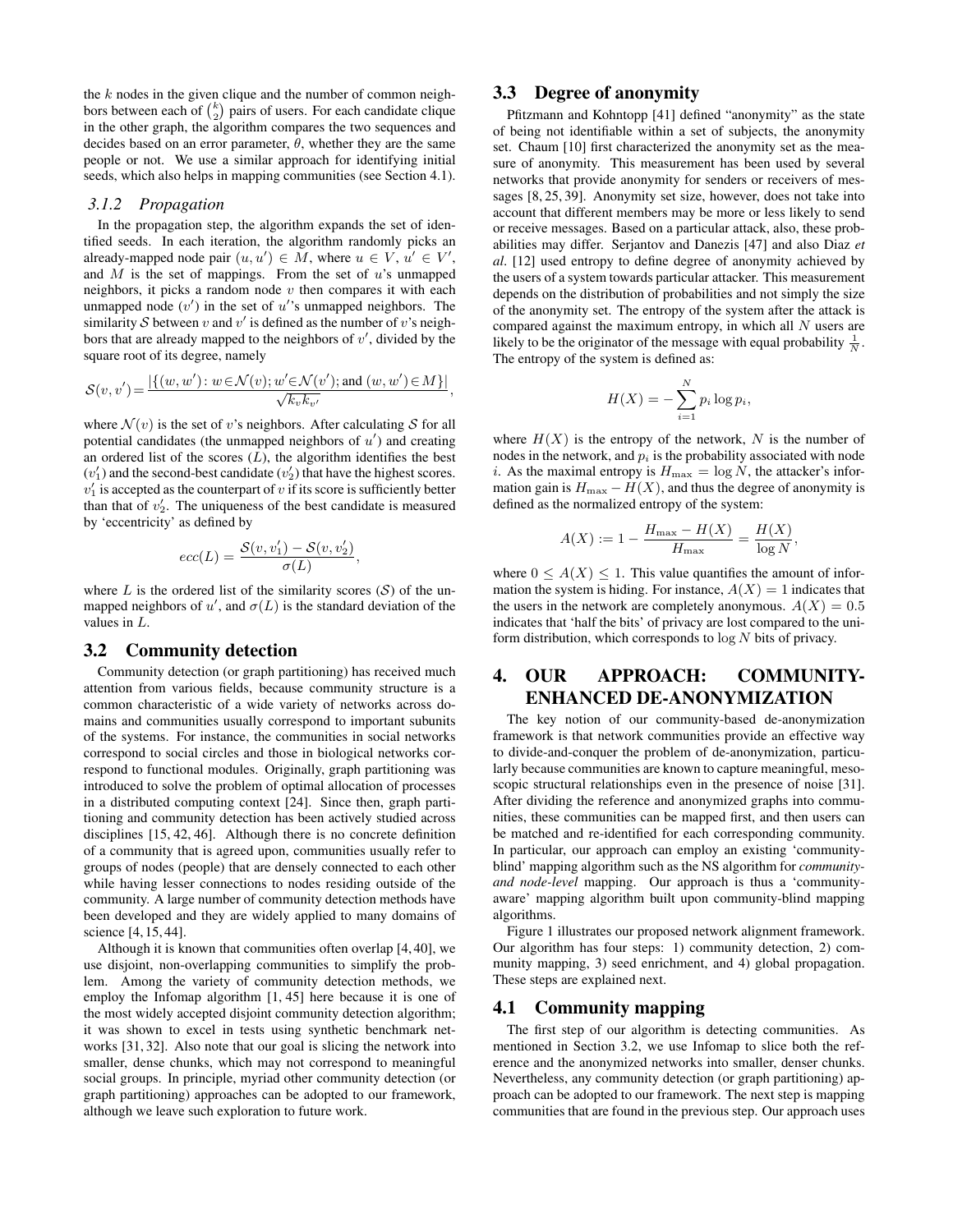the $k$ nodes in the given clique and the number of common neighbors between each of $\binom{k}{2}$ pairs of users. For each candidate clique in the other graph, the algorithm compares the two sequences and decides based on an error parameter, $\theta$, whether they are the same people or not. We use a similar approach for identifying initial seeds, which also helps in mapping communities (see Section 4.1).

#### *3.1.2 Propagation*

In the propagation step, the algorithm expands the set of identified seeds. In each iteration, the algorithm randomly picks an already-mapped node pair $(u, u') \in M$, where $u \in V$, $u' \in V'$, and $M$ is the set of mappings. From the set of $u$'s unmapped neighbors, it picks a random node $v$ then compares it with each unmapped node ($v'$) in the set of $u'$'s unmapped neighbors. The similarity $\mathcal{S}$ between $v$ and $v'$ is defined as the number of $v$'s neighbors that are already mapped to the neighbors of $v'$, divided by the square root of its degree, namely

$$\mathcal{S}(v, v') = \frac{|\{(w, w') : w \in \mathcal{N}(v); w' \in \mathcal{N}(v'); \text{and } (w, w') \in M\}|}{\sqrt{k_v k_{v'}}},$$

where $\mathcal{N}(v)$ is the set of $v$'s neighbors. After calculating $\mathcal{S}$ for all potential candidates (the unmapped neighbors of $u'$) and creating an ordered list of the scores ($L$), the algorithm identifies the best ($v'_1$) and the second-best candidate ($v'_2$) that have the highest scores. $v'_1$ is accepted as the counterpart of $v$ if its score is sufficiently better than that of $v'_2$. The uniqueness of the best candidate is measured by 'eccentricity' as defined by

$$ecc(L) = \frac{\mathcal{S}(v, v'_1) - \mathcal{S}(v, v'_2)}{\sigma(L)},$$

where $L$ is the ordered list of the similarity scores ($\mathcal{S}$) of the unmapped neighbors of $u'$, and $\sigma(L)$ is the standard deviation of the values in $L$.

### 3.2 Community detection

Community detection (or graph partitioning) has received much attention from various fields, because community structure is a common characteristic of a wide variety of networks across domains and communities usually correspond to important subunits of the systems. For instance, the communities in social networks correspond to social circles and those in biological networks correspond to functional modules. Originally, graph partitioning was introduced to solve the problem of optimal allocation of processes in a distributed computing context [24]. Since then, graph partitioning and community detection has been actively studied across disciplines [15, 42, 46]. Although there is no concrete definition of a community that is agreed upon, communities usually refer to groups of nodes (people) that are densely connected to each other while having lesser connections to nodes residing outside of the community. A large number of community detection methods have been developed and they are widely applied to many domains of science [4, 15, 44].

Although it is known that communities often overlap [4, 40], we use disjoint, non-overlapping communities to simplify the problem. Among the variety of community detection methods, we employ the Infomap algorithm [1, 45] here because it is one of the most widely accepted disjoint community detection algorithm; it was shown to excel in tests using synthetic benchmark networks [31, 32]. Also note that our goal is slicing the network into smaller, dense chunks, which may not correspond to meaningful social groups. In principle, myriad other community detection (or graph partitioning) approaches can be adopted to our framework, although we leave such exploration to future work.

### 3.3 Degree of anonymity

Pfitzmann and Kohntopp [41] defined "anonymity" as the state of being not identifiable within a set of subjects, the anonymity set. Chaum [10] first characterized the anonymity set as the measure of anonymity. This measurement has been used by several networks that provide anonymity for senders or receivers of messages [8, 25, 39]. Anonymity set size, however, does not take into account that different members may be more or less likely to send or receive messages. Based on a particular attack, also, these probabilities may differ. Serjantov and Danezis [47] and also Diaz *et al*. [12] used entropy to define degree of anonymity achieved by the users of a system towards particular attacker. This measurement depends on the distribution of probabilities and not simply the size of the anonymity set. The entropy of the system after the attack is compared against the maximum entropy, in which all $N$ users are likely to be the originator of the message with equal probability $\frac{1}{N}$. The entropy of the system is defined as:

$$H(X) = -\sum_{i=1}^{N} p_i \log p_i,$$

where $H(X)$ is the entropy of the network, $N$ is the number of nodes in the network, and $p_i$ is the probability associated with node $i$. As the maximal entropy is $H_{\max} = \log N$, the attacker's information gain is $H_{\max} - H(X)$, and thus the degree of anonymity is defined as the normalized entropy of the system:

$$A(X) := 1 - \frac{H_{\max} - H(X)}{H_{\max}} = \frac{H(X)}{\log N},$$

where $0 \leq A(X) \leq 1$. This value quantifies the amount of information the system is hiding. For instance, $A(X) = 1$ indicates that the users in the network are completely anonymous. $A(X) = 0.5$ indicates that 'half the bits' of privacy are lost compared to the uniform distribution, which corresponds to $\log N$ bits of privacy.

## 4. OUR APPROACH: COMMUNITY-ENHANCED DE-ANONYMIZATION

The key notion of our community-based de-anonymization framework is that network communities provide an effective way to divide-and-conquer the problem of de-anonymization, particularly because communities are known to capture meaningful, mesoscopic structural relationships even in the presence of noise [31]. After dividing the reference and anonymized graphs into communities, these communities can be mapped first, and then users can be matched and re-identified for each corresponding community. In particular, our approach can employ an existing 'community-blind' mapping algorithm such as the NS algorithm for *community- and node-level* mapping. Our approach is thus a 'community-aware' mapping algorithm built upon community-blind mapping algorithms.

Figure 1 illustrates our proposed network alignment framework. Our algorithm has four steps: 1) community detection, 2) community mapping, 3) seed enrichment, and 4) global propagation. These steps are explained next.

### 4.1 Community mapping

The first step of our algorithm is detecting communities. As mentioned in Section 3.2, we use Infomap to slice both the reference and the anonymized networks into smaller, denser chunks. Nevertheless, any community detection (or graph partitioning) approach can be adopted to our framework. The next step is mapping communities that are found in the previous step. Our approach uses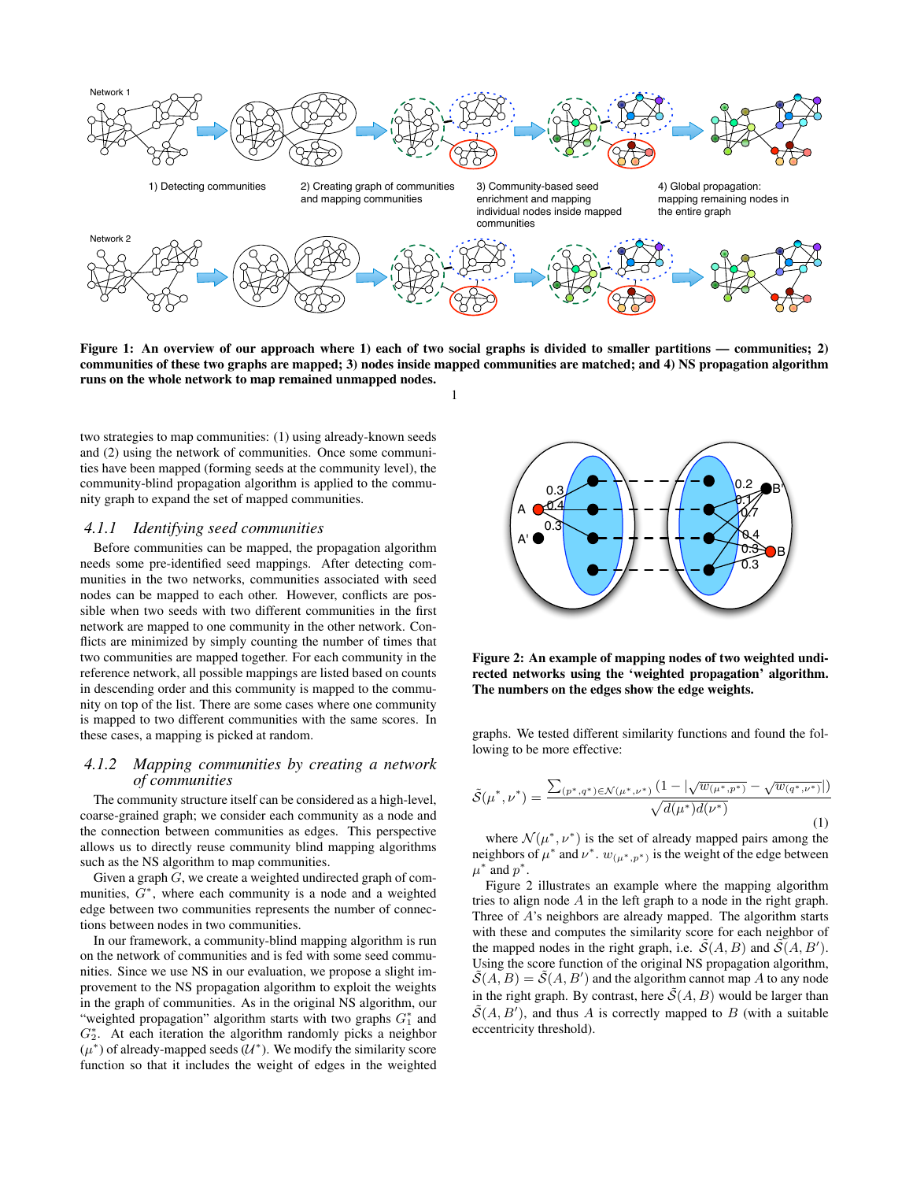Figure 1: An overview of our approach where 1) each of two social graphs is divided to smaller partitions — communities; 2) communities of these two graphs are mapped; 3) nodes inside mapped communities are matched; and 4) NS propagation algorithm runs on the whole network to map remained unmapped nodes.

two strategies to map communities: (1) using already-known seeds and (2) using the network of communities. Once some communities have been mapped (forming seeds at the community level), the community-blind propagation algorithm is applied to the community graph to expand the set of mapped communities.

#### 4.1.1 Identifying seed communities

Before communities can be mapped, the propagation algorithm needs some pre-identified seed mappings. After detecting communities in the two networks, communities associated with seed nodes can be mapped to each other. However, conflicts are possible when two seeds with two different communities in the first network are mapped to one community in the other network. Conflicts are minimized by simply counting the number of times that two communities are mapped together. For each community in the reference network, all possible mappings are listed based on counts in descending order and this community is mapped to the community on top of the list. There are some cases where one community is mapped to two different communities with the same scores. In these cases, a mapping is picked at random.

#### 4.1.2 Mapping communities by creating a network of communities

The community structure itself can be considered as a high-level, coarse-grained graph; we consider each community as a node and the connection between communities as edges. This perspective allows us to directly reuse community blind mapping algorithms such as the NS algorithm to map communities.

Given a graph $G$, we create a weighted undirected graph of communities, $G^*$, where each community is a node and a weighted edge between two communities represents the number of connections between nodes in two communities.

In our framework, a community-blind mapping algorithm is run on the network of communities and is fed with some seed communities. Since we use NS in our evaluation, we propose a slight improvement to the NS propagation algorithm to exploit the weights in the graph of communities. As in the original NS algorithm, our "weighted propagation" algorithm starts with two graphs $G_1^*$ and $G_2^*$. At each iteration the algorithm randomly picks a neighbor ($\mu^*$) of already-mapped seeds ($\mathcal{U}^*$). We modify the similarity score function so that it includes the weight of edges in the weighted graphs. We tested different similarity functions and found the following to be more effective:

Figure 2: An example of mapping nodes of two weighted undirected networks using the 'weighted propagation' algorithm. The numbers on the edges show the edge weights.

$$\tilde{S}(\mu^*, \nu^*) = \frac{\sum_{(p^*, q^*) \in \mathcal{N}(\mu^*, \nu^*)} (1 - |\sqrt{w_{(\mu^*, p^*)}} - \sqrt{w_{(q^*, \nu^*)}}|)}{\sqrt{d(\mu^*) d(\nu^*)}} \tag{1}$$

where $\mathcal{N}(\mu^*, \nu^*)$ is the set of already mapped pairs among the neighbors of $\mu^*$ and $\nu^*$. $w_{(\mu^*, p^*)}$ is the weight of the edge between $\mu^*$ and $p^*$.

Figure 2 illustrates an example where the mapping algorithm tries to align node $A$ in the left graph to a node in the right graph. Three of $A$'s neighbors are already mapped. The algorithm starts with these and computes the similarity score for each neighbor of the mapped nodes in the right graph, i.e. $\tilde{S}(A, B)$ and $\tilde{S}(A, B')$. Using the score function of the original NS propagation algorithm, $\tilde{S}(A, B) = \tilde{S}(A, B')$ and the algorithm cannot map $A$ to any node in the right graph. By contrast, here $\tilde{S}(A, B)$ would be larger than $\tilde{S}(A, B')$, and thus $A$ is correctly mapped to $B$ (with a suitable eccentricity threshold).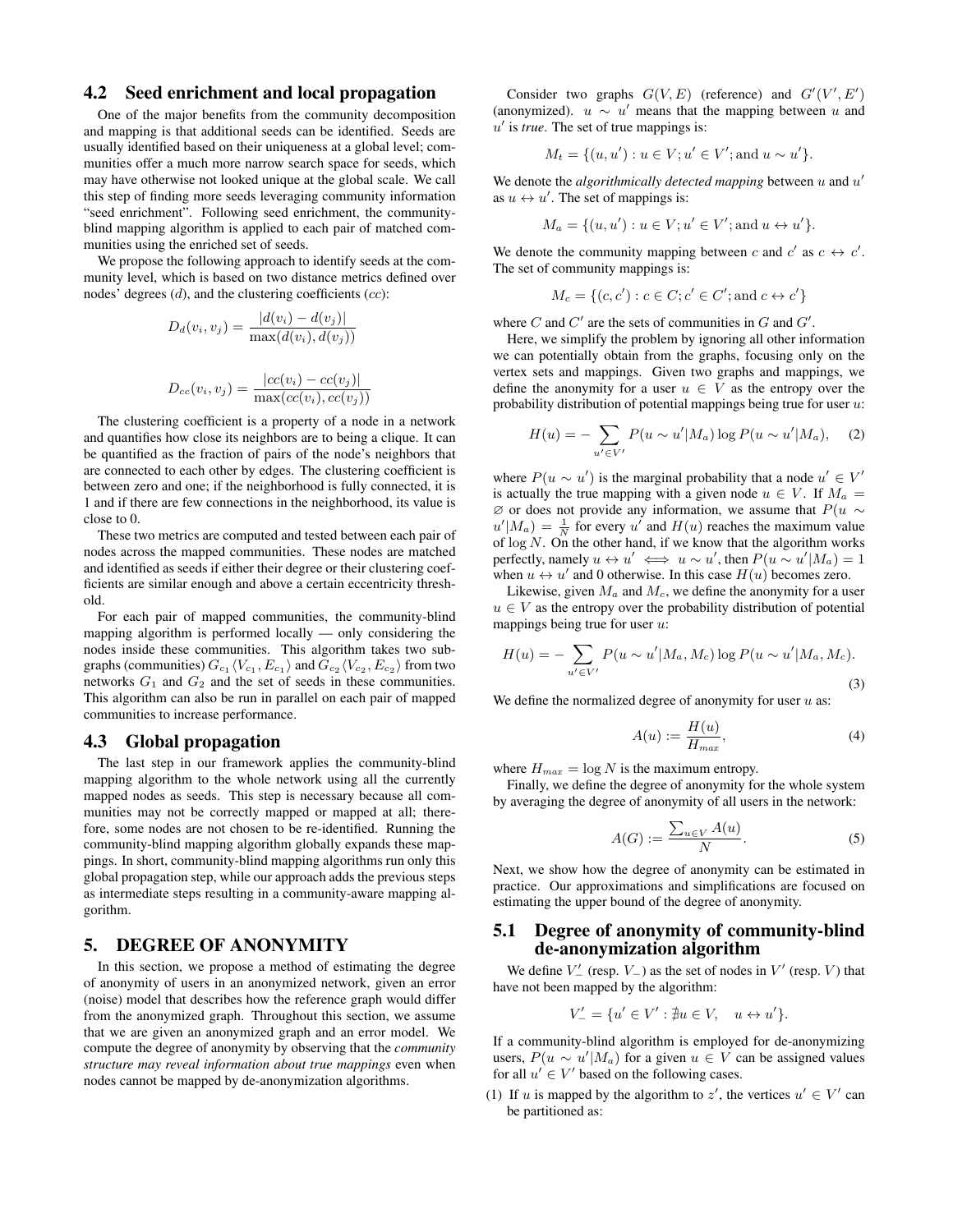### 4.2 Seed enrichment and local propagation

One of the major benefits from the community decomposition and mapping is that additional seeds can be identified. Seeds are usually identified based on their uniqueness at a global level; communities offer a much more narrow search space for seeds, which may have otherwise not looked unique at the global scale. We call this step of finding more seeds leveraging community information "seed enrichment". Following seed enrichment, the community-blind mapping algorithm is applied to each pair of matched communities using the enriched set of seeds.

We propose the following approach to identify seeds at the community level, which is based on two distance metrics defined over nodes' degrees ($d$), and the clustering coefficients ($cc$):

$$D_d(v_i, v_j) = \frac{|d(v_i) - d(v_j)|}{\max(d(v_i), d(v_j))}$$

$$D_{cc}(v_i, v_j) = \frac{|cc(v_i) - cc(v_j)|}{\max(cc(v_i), cc(v_j))}$$

The clustering coefficient is a property of a node in a network and quantifies how close its neighbors are to being a clique. It can be quantified as the fraction of pairs of the node's neighbors that are connected to each other by edges. The clustering coefficient is between zero and one; if the neighborhood is fully connected, it is 1 and if there are few connections in the neighborhood, its value is close to 0.

These two metrics are computed and tested between each pair of nodes across the mapped communities. These nodes are matched and identified as seeds if either their degree or their clustering coefficients are similar enough and above a certain eccentricity threshold.

For each pair of mapped communities, the community-blind mapping algorithm is performed locally — only considering the nodes inside these communities. This algorithm takes two subgraphs (communities) $G_{c_1}\langle V_{c_1}, E_{c_1}\rangle$ and $G_{c_2}\langle V_{c_2}, E_{c_2}\rangle$ from two networks $G_1$ and $G_2$ and the set of seeds in these communities. This algorithm can also be run in parallel on each pair of mapped communities to increase performance.

### 4.3 Global propagation

The last step in our framework applies the community-blind mapping algorithm to the whole network using all the currently mapped nodes as seeds. This step is necessary because all communities may not be correctly mapped or mapped at all; therefore, some nodes are not chosen to be re-identified. Running the community-blind mapping algorithm globally expands these mappings. In short, community-blind mapping algorithms run only this global propagation step, while our approach adds the previous steps as intermediate steps resulting in a community-aware mapping algorithm.

## 5. DEGREE OF ANONYMITY

In this section, we propose a method of estimating the degree of anonymity of users in an anonymized network, given an error (noise) model that describes how the reference graph would differ from the anonymized graph. Throughout this section, we assume that we are given an anonymized graph and an error model. We compute the degree of anonymity by observing that the *community structure may reveal information about true mappings* even when nodes cannot be mapped by de-anonymization algorithms.

Consider two graphs $G(V, E)$ (reference) and $G'(V', E')$ (anonymized). $u \sim u'$ means that the mapping between $u$ and $u'$ is *true*. The set of true mappings is:

$$M_t = \{(u, u') : u \in V; u' \in V'; \text{and } u \sim u'\}.$$

We denote the *algorithmically detected mapping* between $u$ and $u'$ as $u \leftrightarrow u'$. The set of mappings is:

$$M_a = \{(u, u') : u \in V; u' \in V'; \text{and } u \leftrightarrow u'\}.$$

We denote the community mapping between $c$ and $c'$ as $c \leftrightarrow c'$. The set of community mappings is:

$$M_c = \{(c, c') : c \in C; c' \in C'; \text{and } c \leftrightarrow c'\}$$

where $C$ and $C'$ are the sets of communities in $G$ and $G'$.

Here, we simplify the problem by ignoring all other information we can potentially obtain from the graphs, focusing only on the vertex sets and mappings. Given two graphs and mappings, we define the anonymity for a user $u \in V$ as the entropy over the probability distribution of potential mappings being true for user $u$:

$$H(u) = -\sum_{u' \in V'} P(u \sim u'|M_a) \log P(u \sim u'|M_a), \quad (2)$$

where $P(u \sim u')$ is the marginal probability that a node $u' \in V'$ is actually the true mapping with a given node $u \in V$. If $M_a = \varnothing$ or does not provide any information, we assume that $P(u \sim u'|M_a) = \frac{1}{N}$ for every $u'$ and $H(u)$ reaches the maximum value of $\log N$. On the other hand, if we know that the algorithm works perfectly, namely $u \leftrightarrow u' \iff u \sim u'$, then $P(u \sim u'|M_a) = 1$ when $u \leftrightarrow u'$ and 0 otherwise. In this case $H(u)$ becomes zero.

Likewise, given $M_a$ and $M_c$, we define the anonymity for a user $u \in V$ as the entropy over the probability distribution of potential mappings being true for user $u$:

$$H(u) = -\sum_{u' \in V'} P(u \sim u'|M_a, M_c) \log P(u \sim u'|M_a, M_c). \quad (3)$$

We define the normalized degree of anonymity for user $u$ as:

$$A(u) := \frac{H(u)}{H_{max}}, \quad (4)$$

where $H_{max} = \log N$ is the maximum entropy.

Finally, we define the degree of anonymity for the whole system by averaging the degree of anonymity of all users in the network:

$$A(G) := \frac{\sum_{u \in V} A(u)}{N}. \quad (5)$$

Next, we show how the degree of anonymity can be estimated in practice. Our approximations and simplifications are focused on estimating the upper bound of the degree of anonymity.

### 5.1 Degree of anonymity of community-blind de-anonymization algorithm

We define $V'_-$ (resp. $V_-$) as the set of nodes in $V'$ (resp. $V$) that have not been mapped by the algorithm:

$$V'_- = \{u' \in V' : \nexists u \in V, \quad u \leftrightarrow u'\}.$$

If a community-blind algorithm is employed for de-anonymizing users, $P(u \sim u'|M_a)$ for a given $u \in V$ can be assigned values for all $u' \in V'$ based on the following cases.

(1) If $u$ is mapped by the algorithm to $z'$, the vertices $u' \in V'$ can be partitioned as: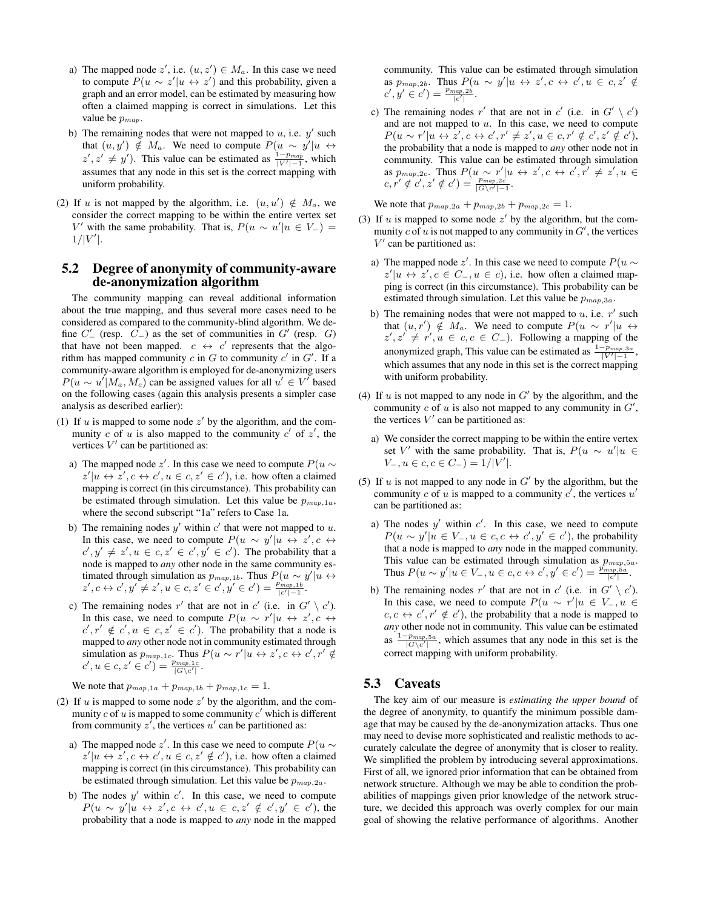a) The mapped node $z'$, i.e. $(u, z') \in M_a$. In this case we need to compute $P(u \sim z'|u \leftrightarrow z')$ and this probability, given a graph and an error model, can be estimated by measuring how often a claimed mapping is correct in simulations. Let this value be $p_{map}$.

b) The remaining nodes that were not mapped to $u$, i.e. $y'$ such that $(u, y') \notin M_a$. We need to compute $P(u \sim y'|u \leftrightarrow z', z' \neq y')$. This value can be estimated as $\frac{1-p_{map}}{|V'|-1}$, which assumes that any node in this set is the correct mapping with uniform probability.

(2) If $u$ is not mapped by the algorithm, i.e. $(u, u') \notin M_a$, we consider the correct mapping to be within the entire vertex set $V'$ with the same probability. That is, $P(u \sim u'|u \in V_-) = 1/|V'|$.

## 5.2 Degree of anonymity of community-aware de-anonymization algorithm

The community mapping can reveal additional information about the true mapping, and thus several more cases need to be considered as compared to the community-blind algorithm. We define $C'_-$ (resp. $C_-$) as the set of communities in $G'$ (resp. $G$) that have not been mapped. $c \leftrightarrow c'$ represents that the algorithm has mapped community $c$ in $G$ to community $c'$ in $G'$. If a community-aware algorithm is employed for de-anonymizing users $P(u \sim u'|M_a, M_c)$ can be assigned values for all $u' \in V'$ based on the following cases (again this analysis presents a simpler case analysis as described earlier):

(1) If $u$ is mapped to some node $z'$ by the algorithm, and the community $c$ of $u$ is also mapped to the community $c'$ of $z'$, the vertices $V'$ can be partitioned as:

a) The mapped node $z'$. In this case we need to compute $P(u \sim z'|u \leftrightarrow z', c \leftrightarrow c', u \in c, z' \in c')$, i.e. how often a claimed mapping is correct (in this circumstance). This probability can be estimated through simulation. Let this value be $p_{map,1a}$, where the second subscript "1a" refers to Case 1a.

b) The remaining nodes $y'$ within $c'$ that were not mapped to $u$. In this case, we need to compute $P(u \sim y'|u \leftrightarrow z', c \leftrightarrow c', y' \neq z', u \in c, z' \in c', y' \in c')$. The probability that a node is mapped to *any* other node in the same community estimated through simulation as $p_{map,1b}$. Thus $P(u \sim y'|u \leftrightarrow z', c \leftrightarrow c', y' \neq z', u \in c, z' \in c', y' \in c') = \frac{p_{map,1b}}{|c'|-1}$.

c) The remaining nodes $r'$ that are not in $c'$ (i.e. in $G' \setminus c'$). In this case, we need to compute $P(u \sim r'|u \leftrightarrow z', c \leftrightarrow c', r' \notin c', u \in c, z' \in c')$. The probability that a node is mapped to *any* other node not in community estimated through simulation as $p_{map,1c}$. Thus $P(u \sim r'|u \leftrightarrow z', c \leftrightarrow c', r' \notin c', u \in c, z' \in c') = \frac{p_{map,1c}}{|G \setminus c'|}$.

We note that $p_{map,1a} + p_{map,1b} + p_{map,1c} = 1$.

(2) If $u$ is mapped to some node $z'$ by the algorithm, and the community $c$ of $u$ is mapped to some community $c'$ which is different from community $z'$, the vertices $u'$ can be partitioned as:

a) The mapped node $z'$. In this case we need to compute $P(u \sim z'|u \leftrightarrow z', c \leftrightarrow c', u \in c, z' \notin c')$, i.e. how often a claimed mapping is correct (in this circumstance). This probability can be estimated through simulation. Let this value be $p_{map,2a}$.

b) The nodes $y'$ within $c'$. In this case, we need to compute $P(u \sim y'|u \leftrightarrow z', c \leftrightarrow c', u \in c, z' \notin c', y' \in c')$, the probability that a node is mapped to *any* node in the mapped community. This value can be estimated through simulation as $p_{map,2b}$. Thus $P(u \sim y'|u \leftrightarrow z', c \leftrightarrow c', u \in c, z' \notin c', y' \in c') = \frac{p_{map,2b}}{|c'|}$.

c) The remaining nodes $r'$ that are not in $c'$ (i.e. in $G' \setminus c'$) and are not mapped to $u$. In this case, we need to compute $P(u \sim r'|u \leftrightarrow z', c \leftrightarrow c', r' \neq z', u \in c, r' \notin c', z' \notin c')$, the probability that a node is mapped to *any* other node not in community. This value can be estimated through simulation as $p_{map,2c}$. Thus $P(u \sim r'|u \leftrightarrow z', c \leftrightarrow c', r' \neq z', u \in c, r' \notin c', z' \notin c') = \frac{p_{map,2c}}{|G \setminus c'|-1}$.

We note that $p_{map,2a} + p_{map,2b} + p_{map,2c} = 1$.

(3) If $u$ is mapped to some node $z'$ by the algorithm, but the community $c$ of $u$ is not mapped to any community in $G'$, the vertices $V'$ can be partitioned as:

a) The mapped node $z'$. In this case we need to compute $P(u \sim z'|u \leftrightarrow z', c \in C_-, u \in c)$, i.e. how often a claimed mapping is correct (in this circumstance). This probability can be estimated through simulation. Let this value be $p_{map,3a}$.

b) The remaining nodes that were not mapped to $u$, i.e. $r'$ such that $(u, r') \notin M_a$. We need to compute $P(u \sim y'|u \leftrightarrow z', z' \neq r', u \in c, c \in C_-)$. Following a mapping of the anonymized graph, This value can be estimated as $\frac{1-p_{map,3a}}{|V'|-1}$, which assumes that any node in this set is the correct mapping with uniform probability.

(4) If $u$ is not mapped to any node in $G'$ by the algorithm, and the community $c$ of $u$ is also not mapped to any community in $G'$, the vertices $V'$ can be partitioned as:

a) We consider the correct mapping to be within the entire vertex set $V'$ with the same probability. That is, $P(u \sim u'|u \in V_-, u \in c, c \in C_-) = 1/|V'|$.

(5) If $u$ is not mapped to any node in $G'$ by the algorithm, but the community $c$ of $u$ is mapped to a community $c'$, the vertices $u'$ can be partitioned as:

a) The nodes $y'$ within $c'$. In this case, we need to compute $P(u \sim y'|u \in V_-, u \in c, c \leftrightarrow c', y' \in c')$, the probability that a node is mapped to *any* node in the mapped community. This value can be estimated through simulation as $p_{map,5a}$. Thus $P(u \sim y'|u \in V_-, u \in c, c \leftrightarrow c', y' \in c') = \frac{p_{map,5a}}{|c'|}$.

b) The remaining nodes $r'$ that are not in $c'$ (i.e. in $G' \setminus c'$). In this case, we need to compute $P(u \sim r'|u \in V_-, u \in c, c \leftrightarrow c', r' \notin c')$, the probability that a node is mapped to *any* other node not in community. This value can be estimated as $\frac{1-p_{map,5a}}{|G \setminus c'|}$, which assumes that any node in this set is the correct mapping with uniform probability.

## 5.3 Caveats

The key aim of our measure is *estimating the upper bound* of the degree of anonymity, to quantify the minimum possible damage that may be caused by the de-anonymization attacks. Thus one may need to devise more sophisticated and realistic methods to accurately calculate the degree of anonymity that is closer to reality. We simplified the problem by introducing several approximations. First of all, we ignored prior information that can be obtained from network structure. Although we may be able to condition the probabilities of mappings given prior knowledge of the network structure, we decided this approach was overly complex for our main goal of showing the relative performance of algorithms. Another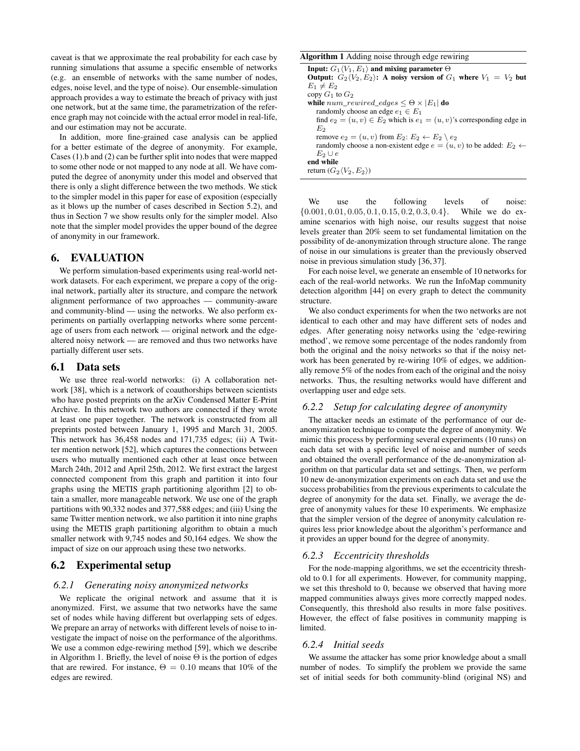caveat is that we approximate the real probability for each case by running simulations that assume a specific ensemble of networks (e.g. an ensemble of networks with the same number of nodes, edges, noise level, and the type of noise). Our ensemble-simulation approach provides a way to estimate the breach of privacy with just one network, but at the same time, the parametrization of the reference graph may not coincide with the actual error model in real-life, and our estimation may not be accurate.

In addition, more fine-grained case analysis can be applied for a better estimate of the degree of anonymity. For example, Cases (1).b and (2) can be further split into nodes that were mapped to some other node or not mapped to any node at all. We have computed the degree of anonymity under this model and observed that there is only a slight difference between the two methods. We stick to the simpler model in this paper for ease of exposition (especially as it blows up the number of cases described in Section 5.2), and thus in Section 7 we show results only for the simpler model. Also note that the simpler model provides the upper bound of the degree of anonymity in our framework.

## 6. EVALUATION

We perform simulation-based experiments using real-world network datasets. For each experiment, we prepare a copy of the original network, partially alter its structure, and compare the network alignment performance of two approaches — community-aware and community-blind — using the networks. We also perform experiments on partially overlapping networks where some percentage of users from each network — original network and the edge-altered noisy network — are removed and thus two networks have partially different user sets.

### 6.1 Data sets

We use three real-world networks: (i) A collaboration network [38], which is a network of coauthorships between scientists who have posted preprints on the arXiv Condensed Matter E-Print Archive. In this network two authors are connected if they wrote at least one paper together. The network is constructed from all preprints posted between January 1, 1995 and March 31, 2005. This network has 36,458 nodes and 171,735 edges; (ii) A Twitter mention network [52], which captures the connections between users who mutually mentioned each other at least once between March 24th, 2012 and April 25th, 2012. We first extract the largest connected component from this graph and partition it into four graphs using the METIS graph partitioning algorithm [2] to obtain a smaller, more manageable network. We use one of the graph partitions with 90,332 nodes and 377,588 edges; and (iii) Using the same Twitter mention network, we also partition it into nine graphs using the METIS graph partitioning algorithm to obtain a much smaller network with 9,745 nodes and 50,164 edges. We show the impact of size on our approach using these two networks.

### 6.2 Experimental setup

#### 6.2.1 Generating noisy anonymized networks

We replicate the original network and assume that it is anonymized. First, we assume that two networks have the same set of nodes while having different but overlapping sets of edges. We prepare an array of networks with different levels of noise to investigate the impact of noise on the performance of the algorithms. We use a common edge-rewiring method [59], which we describe in Algorithm 1. Briefly, the level of noise $\Theta$ is the portion of edges that are rewired. For instance, $\Theta = 0.10$ means that 10% of the edges are rewired.

**Algorithm 1** Adding noise through edge rewiring

**Input:** $G_1\langle V_1, E_1\rangle$ **and mixing parameter** $\Theta$
**Output:** $G_2\langle V_2, E_2\rangle$**: A noisy version of** $G_1$ **where** $V_1 = V_2$ **but** $E_1 \neq E_2$
copy $G_1$ to $G_2$
**while** $num\_rewired\_edges \leq \Theta \times |E_1|$ **do**
  randomly choose an edge $e_1 \in E_1$
  find $e_2 = (u, v) \in E_2$ which is $e_1 = (u, v)$'s corresponding edge in $E_2$
  remove $e_2 = (u, v)$ from $E_2$: $E_2 \leftarrow E_2 \setminus e_2$
  randomly choose a non-existent edge $e = (u, v)$ to be added: $E_2 \leftarrow E_2 \cup e$
**end while**
return $(G_2\langle V_2, E_2\rangle)$

We use the following levels of noise: $\{0.001, 0.01, 0.05, 0.1, 0.15, 0.2, 0.3, 0.4\}$. While we do examine scenarios with high noise, our results suggest that noise levels greater than 20% seem to set fundamental limitation on the possibility of de-anonymization through structure alone. The range of noise in our simulations is greater than the previously observed noise in previous simulation study [36, 37].

For each noise level, we generate an ensemble of 10 networks for each of the real-world networks. We run the InfoMap community detection algorithm [44] on every graph to detect the community structure.

We also conduct experiments for when the two networks are not identical to each other and may have different sets of nodes and edges. After generating noisy networks using the 'edge-rewiring method', we remove some percentage of the nodes randomly from both the original and the noisy networks so that if the noisy network has been generated by re-wiring 10% of edges, we additionally remove 5% of the nodes from each of the original and the noisy networks. Thus, the resulting networks would have different and overlapping user and edge sets.

#### 6.2.2 Setup for calculating degree of anonymity

The attacker needs an estimate of the performance of our de-anonymization technique to compute the degree of anonymity. We mimic this process by performing several experiments (10 runs) on each data set with a specific level of noise and number of seeds and obtained the overall performance of the de-anonymization algorithm on that particular data set and settings. Then, we perform 10 new de-anonymization experiments on each data set and use the success probabilities from the previous experiments to calculate the degree of anonymity for the data set. Finally, we average the degree of anonymity values for these 10 experiments. We emphasize that the simpler version of the degree of anonymity calculation requires less prior knowledge about the algorithm's performance and it provides an upper bound for the degree of anonymity.

#### 6.2.3 Eccentricity thresholds

For the node-mapping algorithms, we set the eccentricity threshold to 0.1 for all experiments. However, for community mapping, we set this threshold to 0, because we observed that having more mapped communities always gives more correctly mapped nodes. Consequently, this threshold also results in more false positives. However, the effect of false positives in community mapping is limited.

#### 6.2.4 Initial seeds

We assume the attacker has some prior knowledge about a small number of nodes. To simplify the problem we provide the same set of initial seeds for both community-blind (original NS) and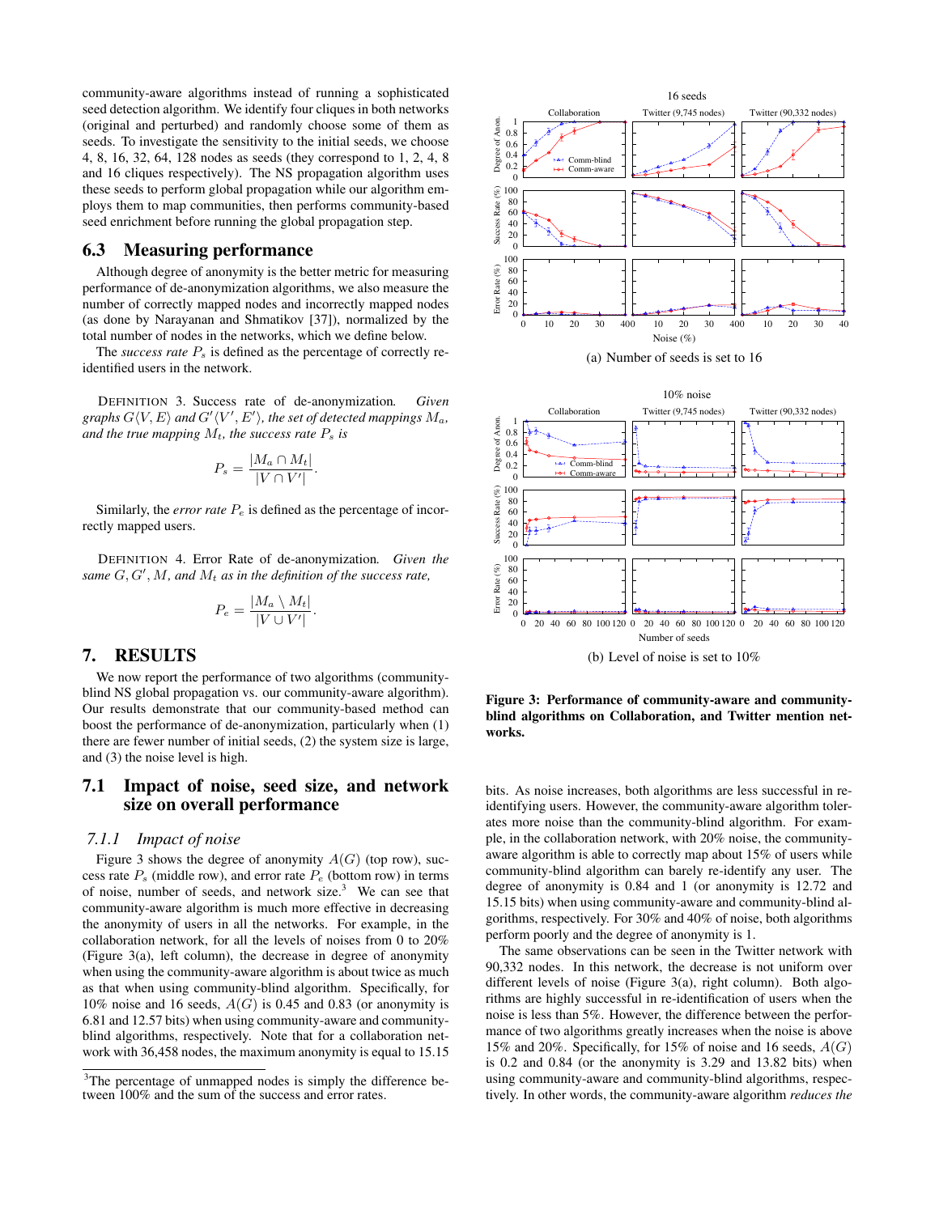community-aware algorithms instead of running a sophisticated seed detection algorithm. We identify four cliques in both networks (original and perturbed) and randomly choose some of them as seeds. To investigate the sensitivity to the initial seeds, we choose 4, 8, 16, 32, 64, 128 nodes as seeds (they correspond to 1, 2, 4, 8 and 16 cliques respectively). The NS propagation algorithm uses these seeds to perform global propagation while our algorithm employs them to map communities, then performs community-based seed enrichment before running the global propagation step.

## 6.3 Measuring performance

Although degree of anonymity is the better metric for measuring performance of de-anonymization algorithms, we also measure the number of correctly mapped nodes and incorrectly mapped nodes (as done by Narayanan and Shmatikov [37]), normalized by the total number of nodes in the networks, which we define below.

The *success rate* $P_s$ is defined as the percentage of correctly re-identified users in the network.

DEFINITION 3. Success rate of de-anonymization. *Given graphs $G\langle V, E\rangle$ and $G'\langle V', E'\rangle$, the set of detected mappings $M_a$, and the true mapping $M_t$, the success rate $P_s$ is*

$$P_s = \frac{|M_a \cap M_t|}{|V \cap V'|}.$$

Similarly, the *error rate* $P_e$ is defined as the percentage of incorrectly mapped users.

DEFINITION 4. Error Rate of de-anonymization. *Given the same $G, G', M$, and $M_t$ as in the definition of the success rate,*

$$P_e = \frac{|M_a \setminus M_t|}{|V \cup V'|}.$$

# 7. RESULTS

We now report the performance of two algorithms (community-blind NS global propagation vs. our community-aware algorithm). Our results demonstrate that our community-based method can boost the performance of de-anonymization, particularly when (1) there are fewer number of initial seeds, (2) the system size is large, and (3) the noise level is high.

## 7.1 Impact of noise, seed size, and network size on overall performance

### 7.1.1 Impact of noise

Figure 3 shows the degree of anonymity $A(G)$ (top row), success rate $P_s$ (middle row), and error rate $P_e$ (bottom row) in terms of noise, number of seeds, and network size.[3] We can see that community-aware algorithm is much more effective in decreasing the anonymity of users in all the networks. For example, in the collaboration network, for all the levels of noises from 0 to 20% (Figure 3(a), left column), the decrease in degree of anonymity when using the community-aware algorithm is about twice as much as that when using community-blind algorithm. Specifically, for 10% noise and 16 seeds, $A(G)$ is 0.45 and 0.83 (or anonymity is 6.81 and 12.57 bits) when using community-aware and community-blind algorithms, respectively. Note that for a collaboration network with 36,458 nodes, the maximum anonymity is equal to 15.15 bits. As noise increases, both algorithms are less successful in re-identifying users. However, the community-aware algorithm tolerates more noise than the community-blind algorithm. For example, in the collaboration network, with 20% noise, the community-aware algorithm is able to correctly map about 15% of users while community-blind algorithm can barely re-identify any user. The degree of anonymity is 0.84 and 1 (or anonymity is 12.72 and 15.15 bits) when using community-aware and community-blind algorithms, respectively. For 30% and 40% of noise, both algorithms perform poorly and the degree of anonymity is 1.

The same observations can be seen in the Twitter network with 90,332 nodes. In this network, the decrease is not uniform over different levels of noise (Figure 3(a), right column). Both algorithms are highly successful in re-identification of users when the noise is less than 5%. However, the difference between the performance of two algorithms greatly increases when the noise is above 15% and 20%. Specifically, for 15% of noise and 16 seeds, $A(G)$ is 0.2 and 0.84 (or the anonymity is 3.29 and 13.82 bits) when using community-aware and community-blind algorithms, respectively. In other words, the community-aware algorithm *reduces the*

(a) Number of seeds is set to 16

(b) Level of noise is set to 10%

**Figure 3: Performance of community-aware and community-blind algorithms on Collaboration, and Twitter mention networks.**

[3]The percentage of unmapped nodes is simply the difference between 100% and the sum of the success and error rates.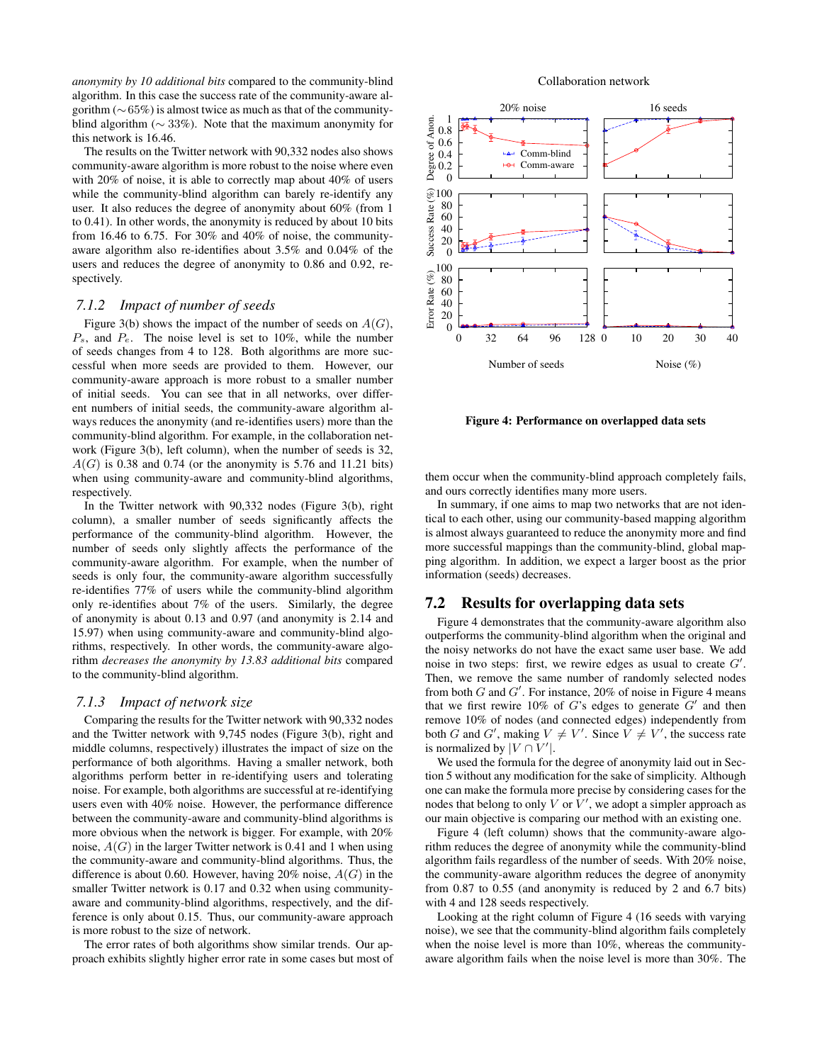*anonymity by 10 additional bits* compared to the community-blind algorithm. In this case the success rate of the community-aware algorithm (∼65%) is almost twice as much as that of the community-blind algorithm (∼ 33%). Note that the maximum anonymity for this network is 16.46.

The results on the Twitter network with 90,332 nodes also shows community-aware algorithm is more robust to the noise where even with 20% of noise, it is able to correctly map about 40% of users while the community-blind algorithm can barely re-identify any user. It also reduces the degree of anonymity about 60% (from 1 to 0.41). In other words, the anonymity is reduced by about 10 bits from 16.46 to 6.75. For 30% and 40% of noise, the community-aware algorithm also re-identifies about 3.5% and 0.04% of the users and reduces the degree of anonymity to 0.86 and 0.92, respectively.

### 7.1.2 Impact of number of seeds

Figure 3(b) shows the impact of the number of seeds on $A(G)$, $P_s$, and $P_e$. The noise level is set to 10%, while the number of seeds changes from 4 to 128. Both algorithms are more successful when more seeds are provided to them. However, our community-aware approach is more robust to a smaller number of initial seeds. You can see that in all networks, over different numbers of initial seeds, the community-aware algorithm always reduces the anonymity (and re-identifies users) more than the community-blind algorithm. For example, in the collaboration network (Figure 3(b), left column), when the number of seeds is 32, $A(G)$ is 0.38 and 0.74 (or the anonymity is 5.76 and 11.21 bits) when using community-aware and community-blind algorithms, respectively.

In the Twitter network with 90,332 nodes (Figure 3(b), right column), a smaller number of seeds significantly affects the performance of the community-blind algorithm. However, the number of seeds only slightly affects the performance of the community-aware algorithm. For example, when the number of seeds is only four, the community-aware algorithm successfully re-identifies 77% of users while the community-blind algorithm only re-identifies about 7% of the users. Similarly, the degree of anonymity is about 0.13 and 0.97 (and anonymity is 2.14 and 15.97) when using community-aware and community-blind algorithms, respectively. In other words, the community-aware algorithm *decreases the anonymity by 13.83 additional bits* compared to the community-blind algorithm.

### 7.1.3 Impact of network size

Comparing the results for the Twitter network with 90,332 nodes and the Twitter network with 9,745 nodes (Figure 3(b), right and middle columns, respectively) illustrates the impact of size on the performance of both algorithms. Having a smaller network, both algorithms perform better in re-identifying users and tolerating noise. For example, both algorithms are successful at re-identifying users even with 40% noise. However, the performance difference between the community-aware and community-blind algorithms is more obvious when the network is bigger. For example, with 20% noise, $A(G)$ in the larger Twitter network is 0.41 and 1 when using the community-aware and community-blind algorithms. Thus, the difference is about 0.60. However, having 20% noise, $A(G)$ in the smaller Twitter network is 0.17 and 0.32 when using community-aware and community-blind algorithms, respectively, and the difference is only about 0.15. Thus, our community-aware approach is more robust to the size of network.

The error rates of both algorithms show similar trends. Our approach exhibits slightly higher error rate in some cases but most of them occur when the community-blind approach completely fails, and ours correctly identifies many more users.

In summary, if one aims to map two networks that are not identical to each other, using our community-based mapping algorithm is almost always guaranteed to reduce the anonymity more and find more successful mappings than the community-blind, global mapping algorithm. In addition, we expect a larger boost as the prior information (seeds) decreases.

**Figure 4: Performance on overlapped data sets**

## 7.2 Results for overlapping data sets

Figure 4 demonstrates that the community-aware algorithm also outperforms the community-blind algorithm when the original and the noisy networks do not have the exact same user base. We add noise in two steps: first, we rewire edges as usual to create $G'$. Then, we remove the same number of randomly selected nodes from both $G$ and $G'$. For instance, 20% of noise in Figure 4 means that we first rewire 10% of $G$'s edges to generate $G'$ and then remove 10% of nodes (and connected edges) independently from both $G$ and $G'$, making $V \neq V'$. Since $V \neq V'$, the success rate is normalized by $|V \cap V'|$.

We used the formula for the degree of anonymity laid out in Section 5 without any modification for the sake of simplicity. Although one can make the formula more precise by considering cases for the nodes that belong to only $V$ or $V'$, we adopt a simpler approach as our main objective is comparing our method with an existing one.

Figure 4 (left column) shows that the community-aware algorithm reduces the degree of anonymity while the community-blind algorithm fails regardless of the number of seeds. With 20% noise, the community-aware algorithm reduces the degree of anonymity from 0.87 to 0.55 (and anonymity is reduced by 2 and 6.7 bits) with 4 and 128 seeds respectively.

Looking at the right column of Figure 4 (16 seeds with varying noise), we see that the community-blind algorithm fails completely when the noise level is more than 10%, whereas the community-aware algorithm fails when the noise level is more than 30%. The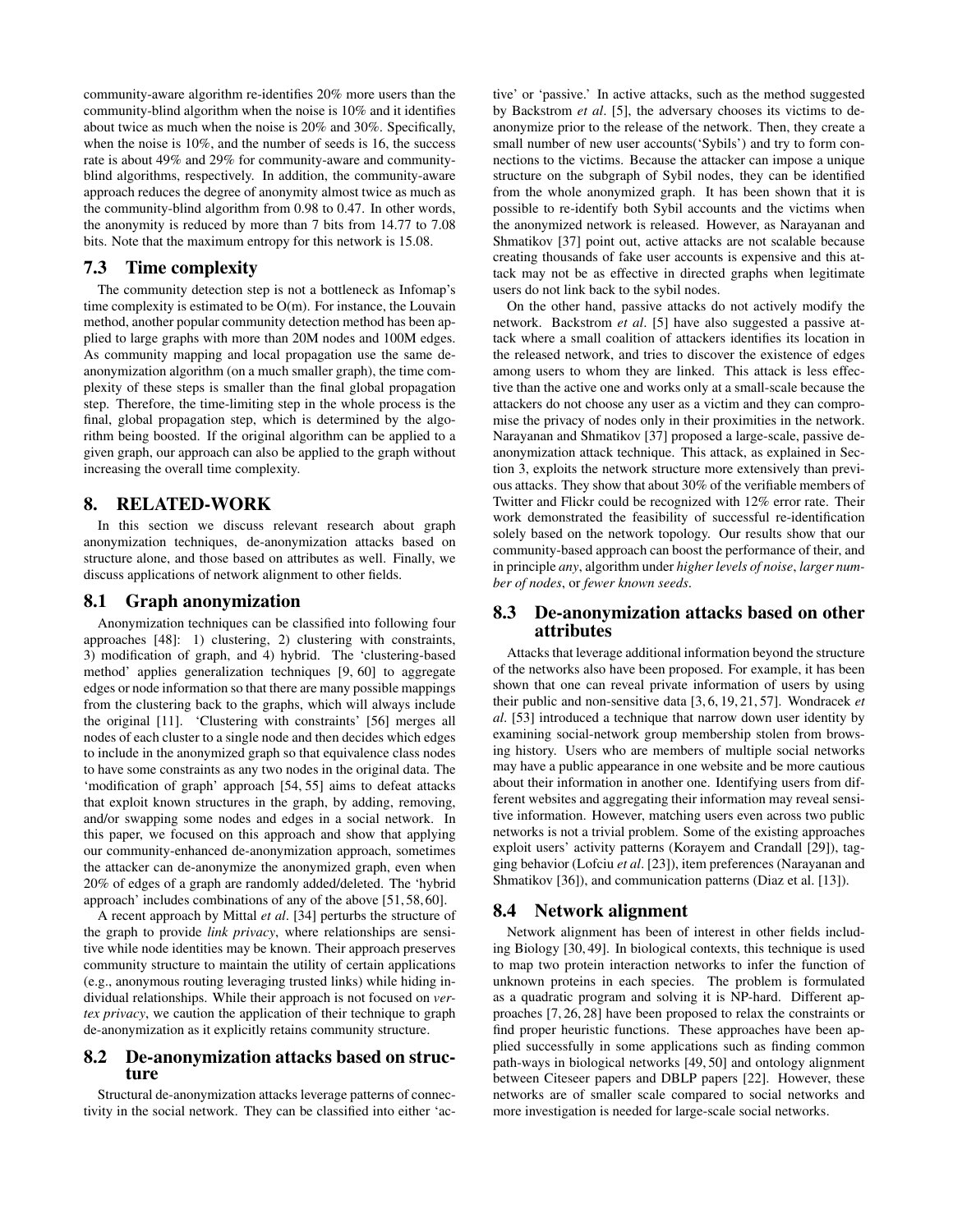community-aware algorithm re-identifies 20% more users than the community-blind algorithm when the noise is 10% and it identifies about twice as much when the noise is 20% and 30%. Specifically, when the noise is 10%, and the number of seeds is 16, the success rate is about 49% and 29% for community-aware and community-blind algorithms, respectively. In addition, the community-aware approach reduces the degree of anonymity almost twice as much as the community-blind algorithm from 0.98 to 0.47. In other words, the anonymity is reduced by more than 7 bits from 14.77 to 7.08 bits. Note that the maximum entropy for this network is 15.08.

## 7.3 Time complexity

The community detection step is not a bottleneck as Infomap's time complexity is estimated to be O(m). For instance, the Louvain method, another popular community detection method has been applied to large graphs with more than 20M nodes and 100M edges. As community mapping and local propagation use the same de-anonymization algorithm (on a much smaller graph), the time complexity of these steps is smaller than the final global propagation step. Therefore, the time-limiting step in the whole process is the final, global propagation step, which is determined by the algorithm being boosted. If the original algorithm can be applied to a given graph, our approach can also be applied to the graph without increasing the overall time complexity.

# 8. RELATED-WORK

In this section we discuss relevant research about graph anonymization techniques, de-anonymization attacks based on structure alone, and those based on attributes as well. Finally, we discuss applications of network alignment to other fields.

## 8.1 Graph anonymization

Anonymization techniques can be classified into following four approaches [48]: 1) clustering, 2) clustering with constraints, 3) modification of graph, and 4) hybrid. The 'clustering-based method' applies generalization techniques [9, 60] to aggregate edges or node information so that there are many possible mappings from the clustering back to the graphs, which will always include the original [11]. 'Clustering with constraints' [56] merges all nodes of each cluster to a single node and then decides which edges to include in the anonymized graph so that equivalence class nodes to have some constraints as any two nodes in the original data. The 'modification of graph' approach [54, 55] aims to defeat attacks that exploit known structures in the graph, by adding, removing, and/or swapping some nodes and edges in a social network. In this paper, we focused on this approach and show that applying our community-enhanced de-anonymization approach, sometimes the attacker can de-anonymize the anonymized graph, even when 20% of edges of a graph are randomly added/deleted. The 'hybrid approach' includes combinations of any of the above [51, 58, 60].

A recent approach by Mittal *et al*. [34] perturbs the structure of the graph to provide *link privacy*, where relationships are sensitive while node identities may be known. Their approach preserves community structure to maintain the utility of certain applications (e.g., anonymous routing leveraging trusted links) while hiding individual relationships. While their approach is not focused on *vertex privacy*, we caution the application of their technique to graph de-anonymization as it explicitly retains community structure.

## 8.2 De-anonymization attacks based on structure

Structural de-anonymization attacks leverage patterns of connectivity in the social network. They can be classified into either 'active' or 'passive.' In active attacks, such as the method suggested by Backstrom *et al*. [5], the adversary chooses its victims to de-anonymize prior to the release of the network. Then, they create a small number of new user accounts('Sybils') and try to form connections to the victims. Because the attacker can impose a unique structure on the subgraph of Sybil nodes, they can be identified from the whole anonymized graph. It has been shown that it is possible to re-identify both Sybil accounts and the victims when the anonymized network is released. However, as Narayanan and Shmatikov [37] point out, active attacks are not scalable because creating thousands of fake user accounts is expensive and this attack may not be as effective in directed graphs when legitimate users do not link back to the sybil nodes.

On the other hand, passive attacks do not actively modify the network. Backstrom *et al*. [5] have also suggested a passive attack where a small coalition of attackers identifies its location in the released network, and tries to discover the existence of edges among users to whom they are linked. This attack is less effective than the active one and works only at a small-scale because the attackers do not choose any user as a victim and they can compromise the privacy of nodes only in their proximities in the network. Narayanan and Shmatikov [37] proposed a large-scale, passive de-anonymization attack technique. This attack, as explained in Section 3, exploits the network structure more extensively than previous attacks. They show that about 30% of the verifiable members of Twitter and Flickr could be recognized with 12% error rate. Their work demonstrated the feasibility of successful re-identification solely based on the network topology. Our results show that our community-based approach can boost the performance of their, and in principle *any*, algorithm under *higher levels of noise*, *larger number of nodes*, or *fewer known seeds*.

## 8.3 De-anonymization attacks based on other attributes

Attacks that leverage additional information beyond the structure of the networks also have been proposed. For example, it has been shown that one can reveal private information of users by using their public and non-sensitive data [3, 6, 19, 21, 57]. Wondracek *et al*. [53] introduced a technique that narrow down user identity by examining social-network group membership stolen from browsing history. Users who are members of multiple social networks may have a public appearance in one website and be more cautious about their information in another one. Identifying users from different websites and aggregating their information may reveal sensitive information. However, matching users even across two public networks is not a trivial problem. Some of the existing approaches exploit users' activity patterns (Korayem and Crandall [29]), tagging behavior (Lofciu *et al*. [23]), item preferences (Narayanan and Shmatikov [36]), and communication patterns (Diaz et al. [13]).

## 8.4 Network alignment

Network alignment has been of interest in other fields including Biology [30, 49]. In biological contexts, this technique is used to map two protein interaction networks to infer the function of unknown proteins in each species. The problem is formulated as a quadratic program and solving it is NP-hard. Different approaches [7, 26, 28] have been proposed to relax the constraints or find proper heuristic functions. These approaches have been applied successfully in some applications such as finding common path-ways in biological networks [49, 50] and ontology alignment between Citeseer papers and DBLP papers [22]. However, these networks are of smaller scale compared to social networks and more investigation is needed for large-scale social networks.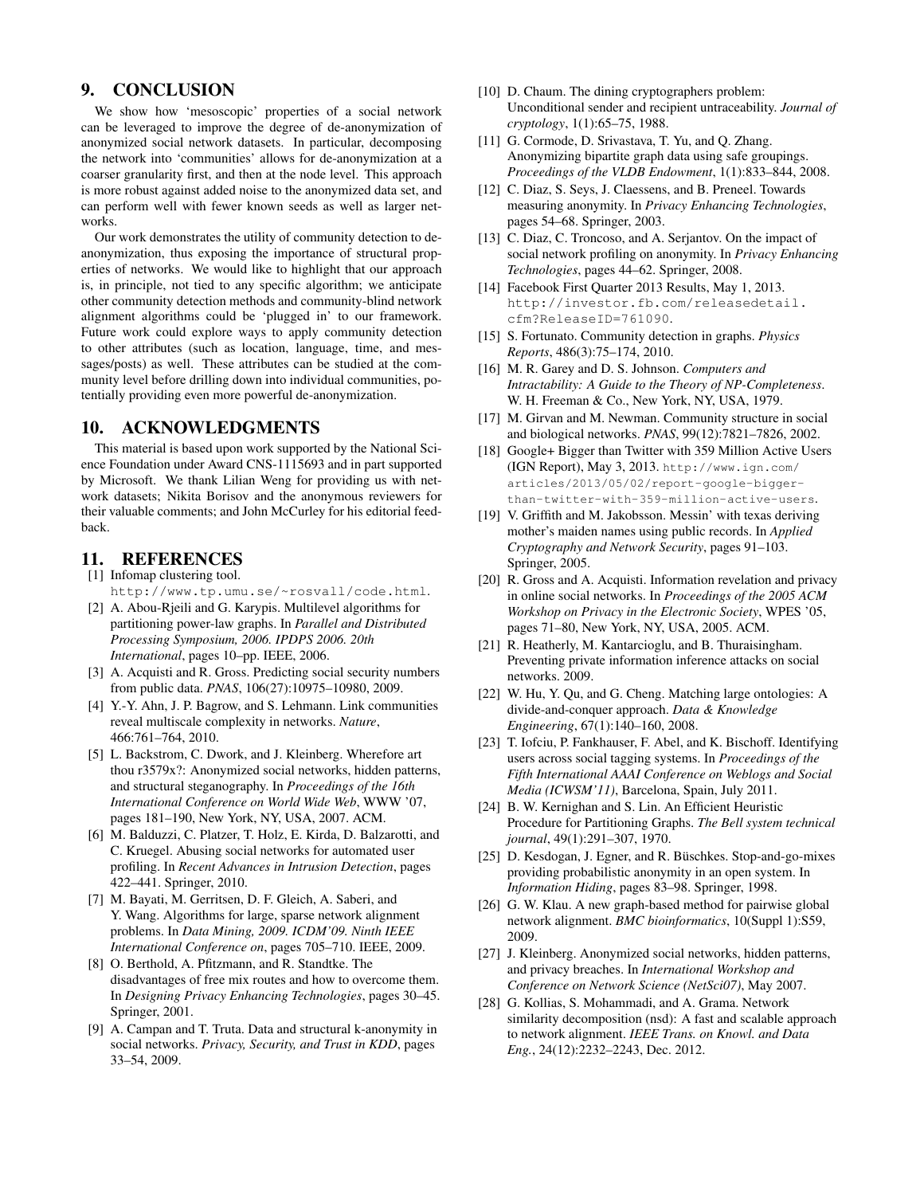## 9. CONCLUSION

We show how 'mesoscopic' properties of a social network can be leveraged to improve the degree of de-anonymization of anonymized social network datasets. In particular, decomposing the network into 'communities' allows for de-anonymization at a coarser granularity first, and then at the node level. This approach is more robust against added noise to the anonymized data set, and can perform well with fewer known seeds as well as larger networks.

Our work demonstrates the utility of community detection to de-anonymization, thus exposing the importance of structural properties of networks. We would like to highlight that our approach is, in principle, not tied to any specific algorithm; we anticipate other community detection methods and community-blind network alignment algorithms could be 'plugged in' to our framework. Future work could explore ways to apply community detection to other attributes (such as location, language, time, and messages/posts) as well. These attributes can be studied at the community level before drilling down into individual communities, potentially providing even more powerful de-anonymization.

## 10. ACKNOWLEDGMENTS

This material is based upon work supported by the National Science Foundation under Award CNS-1115693 and in part supported by Microsoft. We thank Lilian Weng for providing us with network datasets; Nikita Borisov and the anonymous reviewers for their valuable comments; and John McCurley for his editorial feedback.

## 11. REFERENCES

[1] Infomap clustering tool. http://www.tp.umu.se/~rosvall/code.html.

[2] A. Abou-Rjeili and G. Karypis. Multilevel algorithms for partitioning power-law graphs. In *Parallel and Distributed Processing Symposium, 2006. IPDPS 2006. 20th International*, pages 10–pp. IEEE, 2006.

[3] A. Acquisti and R. Gross. Predicting social security numbers from public data. *PNAS*, 106(27):10975–10980, 2009.

[4] Y.-Y. Ahn, J. P. Bagrow, and S. Lehmann. Link communities reveal multiscale complexity in networks. *Nature*, 466:761–764, 2010.

[5] L. Backstrom, C. Dwork, and J. Kleinberg. Wherefore art thou r3579x?: Anonymized social networks, hidden patterns, and structural steganography. In *Proceedings of the 16th International Conference on World Wide Web*, WWW '07, pages 181–190, New York, NY, USA, 2007. ACM.

[6] M. Balduzzi, C. Platzer, T. Holz, E. Kirda, D. Balzarotti, and C. Kruegel. Abusing social networks for automated user profiling. In *Recent Advances in Intrusion Detection*, pages 422–441. Springer, 2010.

[7] M. Bayati, M. Gerritsen, D. F. Gleich, A. Saberi, and Y. Wang. Algorithms for large, sparse network alignment problems. In *Data Mining, 2009. ICDM'09. Ninth IEEE International Conference on*, pages 705–710. IEEE, 2009.

[8] O. Berthold, A. Pfitzmann, and R. Standtke. The disadvantages of free mix routes and how to overcome them. In *Designing Privacy Enhancing Technologies*, pages 30–45. Springer, 2001.

[9] A. Campan and T. Truta. Data and structural k-anonymity in social networks. *Privacy, Security, and Trust in KDD*, pages 33–54, 2009.

[10] D. Chaum. The dining cryptographers problem: Unconditional sender and recipient untraceability. *Journal of cryptology*, 1(1):65–75, 1988.

[11] G. Cormode, D. Srivastava, T. Yu, and Q. Zhang. Anonymizing bipartite graph data using safe groupings. *Proceedings of the VLDB Endowment*, 1(1):833–844, 2008.

[12] C. Diaz, S. Seys, J. Claessens, and B. Preneel. Towards measuring anonymity. In *Privacy Enhancing Technologies*, pages 54–68. Springer, 2003.

[13] C. Diaz, C. Troncoso, and A. Serjantov. On the impact of social network profiling on anonymity. In *Privacy Enhancing Technologies*, pages 44–62. Springer, 2008.

[14] Facebook First Quarter 2013 Results, May 1, 2013. http://investor.fb.com/releasedetail.cfm?ReleaseID=761090.

[15] S. Fortunato. Community detection in graphs. *Physics Reports*, 486(3):75–174, 2010.

[16] M. R. Garey and D. S. Johnson. *Computers and Intractability: A Guide to the Theory of NP-Completeness*. W. H. Freeman & Co., New York, NY, USA, 1979.

[17] M. Girvan and M. Newman. Community structure in social and biological networks. *PNAS*, 99(12):7821–7826, 2002.

[18] Google+ Bigger than Twitter with 359 Million Active Users (IGN Report), May 3, 2013. http://www.ign.com/articles/2013/05/02/report-google-bigger-than-twitter-with-359-million-active-users.

[19] V. Griffith and M. Jakobsson. Messin' with texas deriving mother's maiden names using public records. In *Applied Cryptography and Network Security*, pages 91–103. Springer, 2005.

[20] R. Gross and A. Acquisti. Information revelation and privacy in online social networks. In *Proceedings of the 2005 ACM Workshop on Privacy in the Electronic Society*, WPES '05, pages 71–80, New York, NY, USA, 2005. ACM.

[21] R. Heatherly, M. Kantarcioglu, and B. Thuraisingham. Preventing private information inference attacks on social networks. 2009.

[22] W. Hu, Y. Qu, and G. Cheng. Matching large ontologies: A divide-and-conquer approach. *Data & Knowledge Engineering*, 67(1):140–160, 2008.

[23] T. Iofciu, P. Fankhauser, F. Abel, and K. Bischoff. Identifying users across social tagging systems. In *Proceedings of the Fifth International AAAI Conference on Weblogs and Social Media (ICWSM'11)*, Barcelona, Spain, July 2011.

[24] B. W. Kernighan and S. Lin. An Efficient Heuristic Procedure for Partitioning Graphs. *The Bell system technical journal*, 49(1):291–307, 1970.

[25] D. Kesdogan, J. Egner, and R. Büschkes. Stop-and-go-mixes providing probabilistic anonymity in an open system. In *Information Hiding*, pages 83–98. Springer, 1998.

[26] G. W. Klau. A new graph-based method for pairwise global network alignment. *BMC bioinformatics*, 10(Suppl 1):S59, 2009.

[27] J. Kleinberg. Anonymized social networks, hidden patterns, and privacy breaches. In *International Workshop and Conference on Network Science (NetSci07)*, May 2007.

[28] G. Kollias, S. Mohammadi, and A. Grama. Network similarity decomposition (nsd): A fast and scalable approach to network alignment. *IEEE Trans. on Knowl. and Data Eng.*, 24(12):2232–2243, Dec. 2012.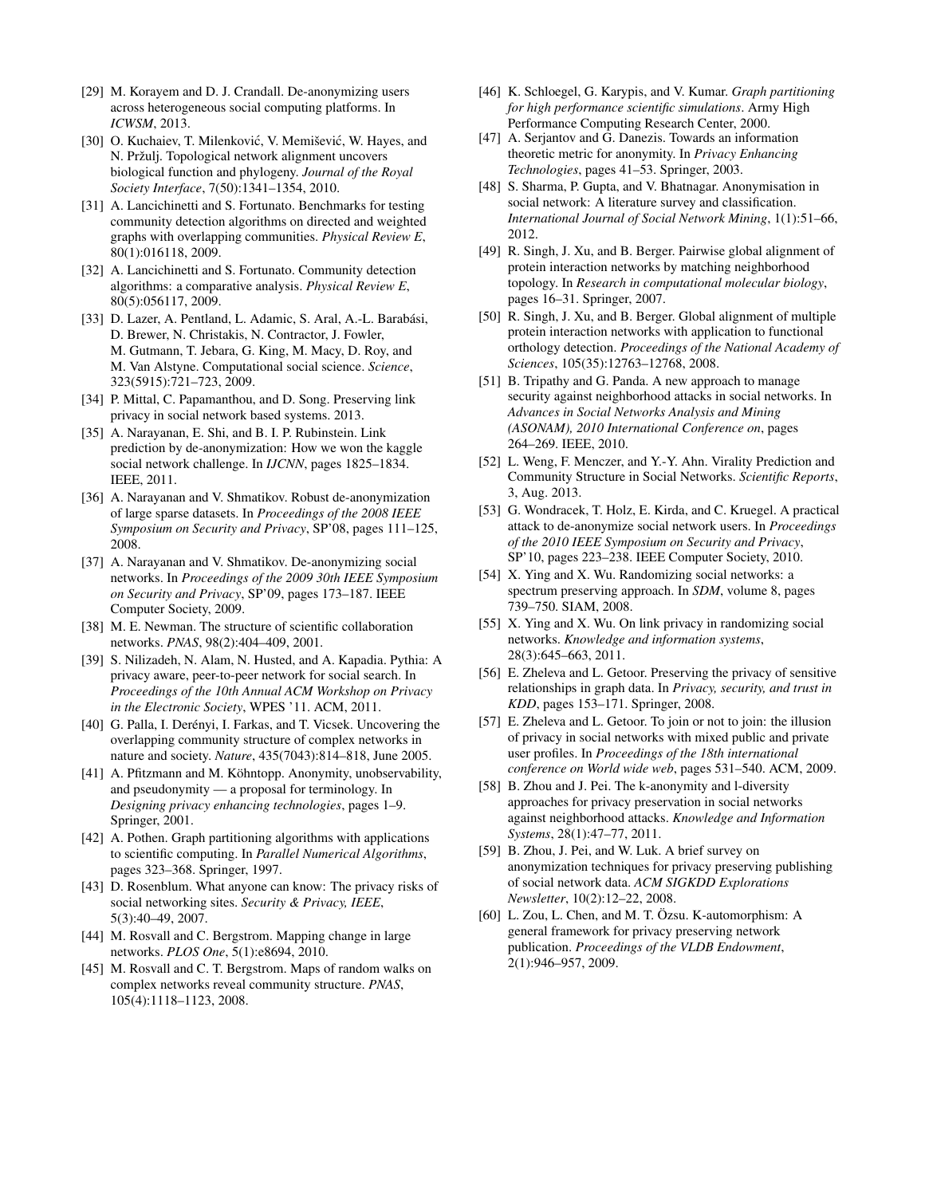[29] M. Korayem and D. J. Crandall. De-anonymizing users across heterogeneous social computing platforms. In *ICWSM*, 2013.

[30] O. Kuchaiev, T. Milenković, V. Memišević, W. Hayes, and N. Pržulj. Topological network alignment uncovers biological function and phylogeny. *Journal of the Royal Society Interface*, 7(50):1341–1354, 2010.

[31] A. Lancichinetti and S. Fortunato. Benchmarks for testing community detection algorithms on directed and weighted graphs with overlapping communities. *Physical Review E*, 80(1):016118, 2009.

[32] A. Lancichinetti and S. Fortunato. Community detection algorithms: a comparative analysis. *Physical Review E*, 80(5):056117, 2009.

[33] D. Lazer, A. Pentland, L. Adamic, S. Aral, A.-L. Barabási, D. Brewer, N. Christakis, N. Contractor, J. Fowler, M. Gutmann, T. Jebara, G. King, M. Macy, D. Roy, and M. Van Alstyne. Computational social science. *Science*, 323(5915):721–723, 2009.

[34] P. Mittal, C. Papamanthou, and D. Song. Preserving link privacy in social network based systems. 2013.

[35] A. Narayanan, E. Shi, and B. I. P. Rubinstein. Link prediction by de-anonymization: How we won the kaggle social network challenge. In *IJCNN*, pages 1825–1834. IEEE, 2011.

[36] A. Narayanan and V. Shmatikov. Robust de-anonymization of large sparse datasets. In *Proceedings of the 2008 IEEE Symposium on Security and Privacy*, SP'08, pages 111–125, 2008.

[37] A. Narayanan and V. Shmatikov. De-anonymizing social networks. In *Proceedings of the 2009 30th IEEE Symposium on Security and Privacy*, SP'09, pages 173–187. IEEE Computer Society, 2009.

[38] M. E. Newman. The structure of scientific collaboration networks. *PNAS*, 98(2):404–409, 2001.

[39] S. Nilizadeh, N. Alam, N. Husted, and A. Kapadia. Pythia: A privacy aware, peer-to-peer network for social search. In *Proceedings of the 10th Annual ACM Workshop on Privacy in the Electronic Society*, WPES '11. ACM, 2011.

[40] G. Palla, I. Derényi, I. Farkas, and T. Vicsek. Uncovering the overlapping community structure of complex networks in nature and society. *Nature*, 435(7043):814–818, June 2005.

[41] A. Pfitzmann and M. Köhntopp. Anonymity, unobservability, and pseudonymity — a proposal for terminology. In *Designing privacy enhancing technologies*, pages 1–9. Springer, 2001.

[42] A. Pothen. Graph partitioning algorithms with applications to scientific computing. In *Parallel Numerical Algorithms*, pages 323–368. Springer, 1997.

[43] D. Rosenblum. What anyone can know: The privacy risks of social networking sites. *Security & Privacy, IEEE*, 5(3):40–49, 2007.

[44] M. Rosvall and C. Bergstrom. Mapping change in large networks. *PLOS One*, 5(1):e8694, 2010.

[45] M. Rosvall and C. T. Bergstrom. Maps of random walks on complex networks reveal community structure. *PNAS*, 105(4):1118–1123, 2008.

[46] K. Schloegel, G. Karypis, and V. Kumar. *Graph partitioning for high performance scientific simulations*. Army High Performance Computing Research Center, 2000.

[47] A. Serjantov and G. Danezis. Towards an information theoretic metric for anonymity. In *Privacy Enhancing Technologies*, pages 41–53. Springer, 2003.

[48] S. Sharma, P. Gupta, and V. Bhatnagar. Anonymisation in social network: A literature survey and classification. *International Journal of Social Network Mining*, 1(1):51–66, 2012.

[49] R. Singh, J. Xu, and B. Berger. Pairwise global alignment of protein interaction networks by matching neighborhood topology. In *Research in computational molecular biology*, pages 16–31. Springer, 2007.

[50] R. Singh, J. Xu, and B. Berger. Global alignment of multiple protein interaction networks with application to functional orthology detection. *Proceedings of the National Academy of Sciences*, 105(35):12763–12768, 2008.

[51] B. Tripathy and G. Panda. A new approach to manage security against neighborhood attacks in social networks. In *Advances in Social Networks Analysis and Mining (ASONAM), 2010 International Conference on*, pages 264–269. IEEE, 2010.

[52] L. Weng, F. Menczer, and Y.-Y. Ahn. Virality Prediction and Community Structure in Social Networks. *Scientific Reports*, 3, Aug. 2013.

[53] G. Wondracek, T. Holz, E. Kirda, and C. Kruegel. A practical attack to de-anonymize social network users. In *Proceedings of the 2010 IEEE Symposium on Security and Privacy*, SP'10, pages 223–238. IEEE Computer Society, 2010.

[54] X. Ying and X. Wu. Randomizing social networks: a spectrum preserving approach. In *SDM*, volume 8, pages 739–750. SIAM, 2008.

[55] X. Ying and X. Wu. On link privacy in randomizing social networks. *Knowledge and information systems*, 28(3):645–663, 2011.

[56] E. Zheleva and L. Getoor. Preserving the privacy of sensitive relationships in graph data. In *Privacy, security, and trust in KDD*, pages 153–171. Springer, 2008.

[57] E. Zheleva and L. Getoor. To join or not to join: the illusion of privacy in social networks with mixed public and private user profiles. In *Proceedings of the 18th international conference on World wide web*, pages 531–540. ACM, 2009.

[58] B. Zhou and J. Pei. The k-anonymity and l-diversity approaches for privacy preservation in social networks against neighborhood attacks. *Knowledge and Information Systems*, 28(1):47–77, 2011.

[59] B. Zhou, J. Pei, and W. Luk. A brief survey on anonymization techniques for privacy preserving publishing of social network data. *ACM SIGKDD Explorations Newsletter*, 10(2):12–22, 2008.

[60] L. Zou, L. Chen, and M. T. Özsu. K-automorphism: A general framework for privacy preserving network publication. *Proceedings of the VLDB Endowment*, 2(1):946–957, 2009.